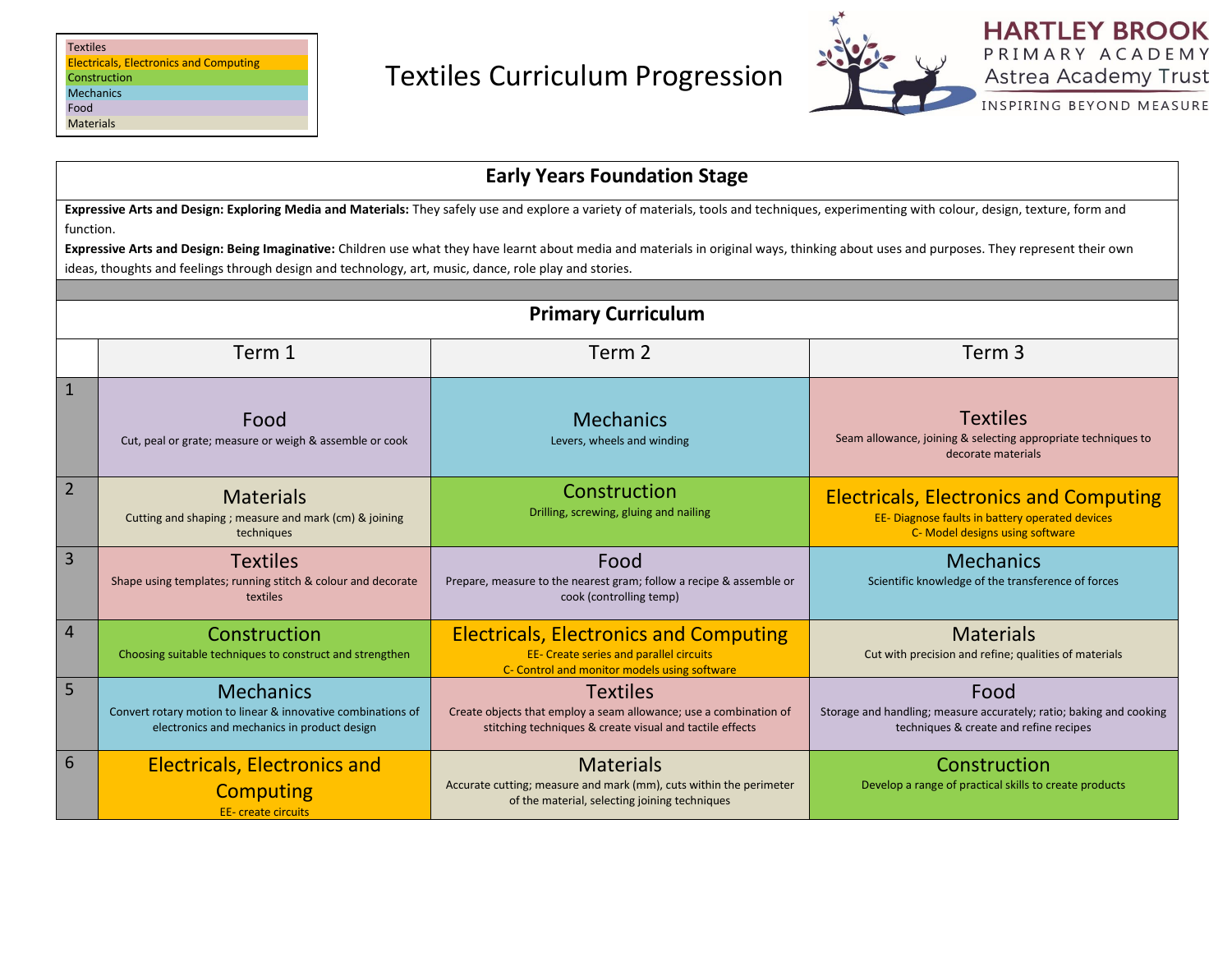| |
|---|
| Textiles |
| Electricals, Electronics and Computing |
| Construction |
| Mechanics |
| Food |
| Materials |

# Textiles Curriculum Progression

HARTLEY BROOK
PRIMARY ACADEMY
Astrea Academy Trust
INSPIRING BEYOND MEASURE

## Early Years Foundation Stage

**Expressive Arts and Design: Exploring Media and Materials:** They safely use and explore a variety of materials, tools and techniques, experimenting with colour, design, texture, form and function.

**Expressive Arts and Design: Being Imaginative:** Children use what they have learnt about media and materials in original ways, thinking about uses and purposes. They represent their own ideas, thoughts and feelings through design and technology, art, music, dance, role play and stories.

## Primary Curriculum

| | Term 1 | Term 2 | Term 3 |
|---|---|---|---|
| 1 | Food<br>Cut, peal or grate; measure or weigh & assemble or cook | Mechanics<br>Levers, wheels and winding | Textiles<br>Seam allowance, joining & selecting appropriate techniques to decorate materials |
| 2 | Materials<br>Cutting and shaping ; measure and mark (cm) & joining techniques | Construction<br>Drilling, screwing, gluing and nailing | Electricals, Electronics and Computing<br>EE- Diagnose faults in battery operated devices<br>C- Model designs using software |
| 3 | Textiles<br>Shape using templates; running stitch & colour and decorate textiles | Food<br>Prepare, measure to the nearest gram; follow a recipe & assemble or cook (controlling temp) | Mechanics<br>Scientific knowledge of the transference of forces |
| 4 | Construction<br>Choosing suitable techniques to construct and strengthen | Electricals, Electronics and Computing<br>EE- Create series and parallel circuits<br>C- Control and monitor models using software | Materials<br>Cut with precision and refine; qualities of materials |
| 5 | Mechanics<br>Convert rotary motion to linear & innovative combinations of electronics and mechanics in product design | Textiles<br>Create objects that employ a seam allowance; use a combination of stitching techniques & create visual and tactile effects | Food<br>Storage and handling; measure accurately; ratio; baking and cooking techniques & create and refine recipes |
| 6 | Electricals, Electronics and Computing<br>EE- create circuits | Materials<br>Accurate cutting; measure and mark (mm), cuts within the perimeter of the material, selecting joining techniques | Construction<br>Develop a range of practical skills to create products |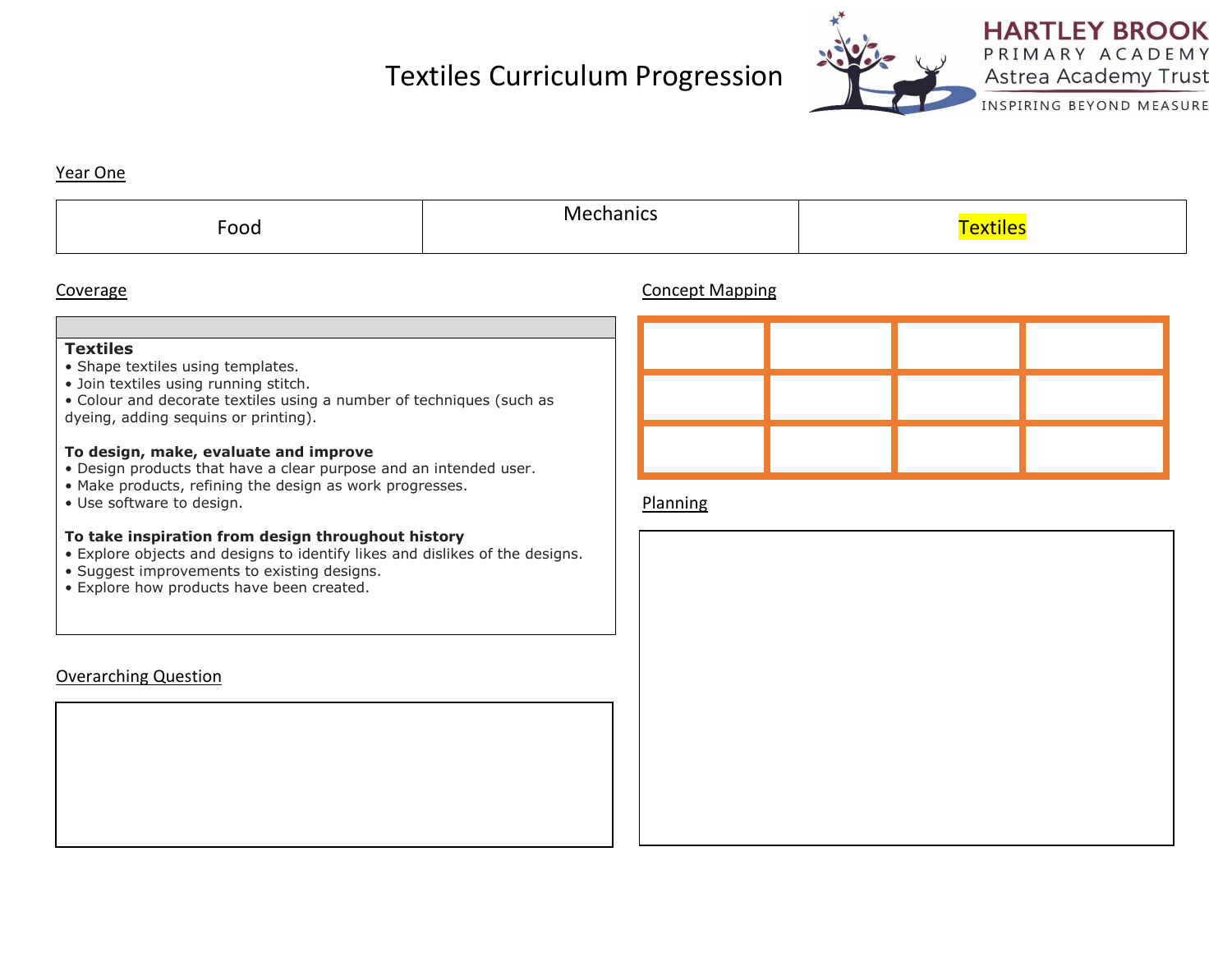# Textiles Curriculum Progression

HARTLEY BROOK
PRIMARY ACADEMY
Astrea Academy Trust
INSPIRING BEYOND MEASURE

## Year One

| Food | Mechanics | Textiles |
| --- | --- | --- |

### Coverage

**Textiles**
- Shape textiles using templates.
- Join textiles using running stitch.
- Colour and decorate textiles using a number of techniques (such as dyeing, adding sequins or printing).

**To design, make, evaluate and improve**
- Design products that have a clear purpose and an intended user.
- Make products, refining the design as work progresses.
- Use software to design.

**To take inspiration from design throughout history**
- Explore objects and designs to identify likes and dislikes of the designs.
- Suggest improvements to existing designs.
- Explore how products have been created.

### Overarching Question

### Concept Mapping

| | | | |
| --- | --- | --- | --- |
| | | | |
| | | | |
| | | | |

### Planning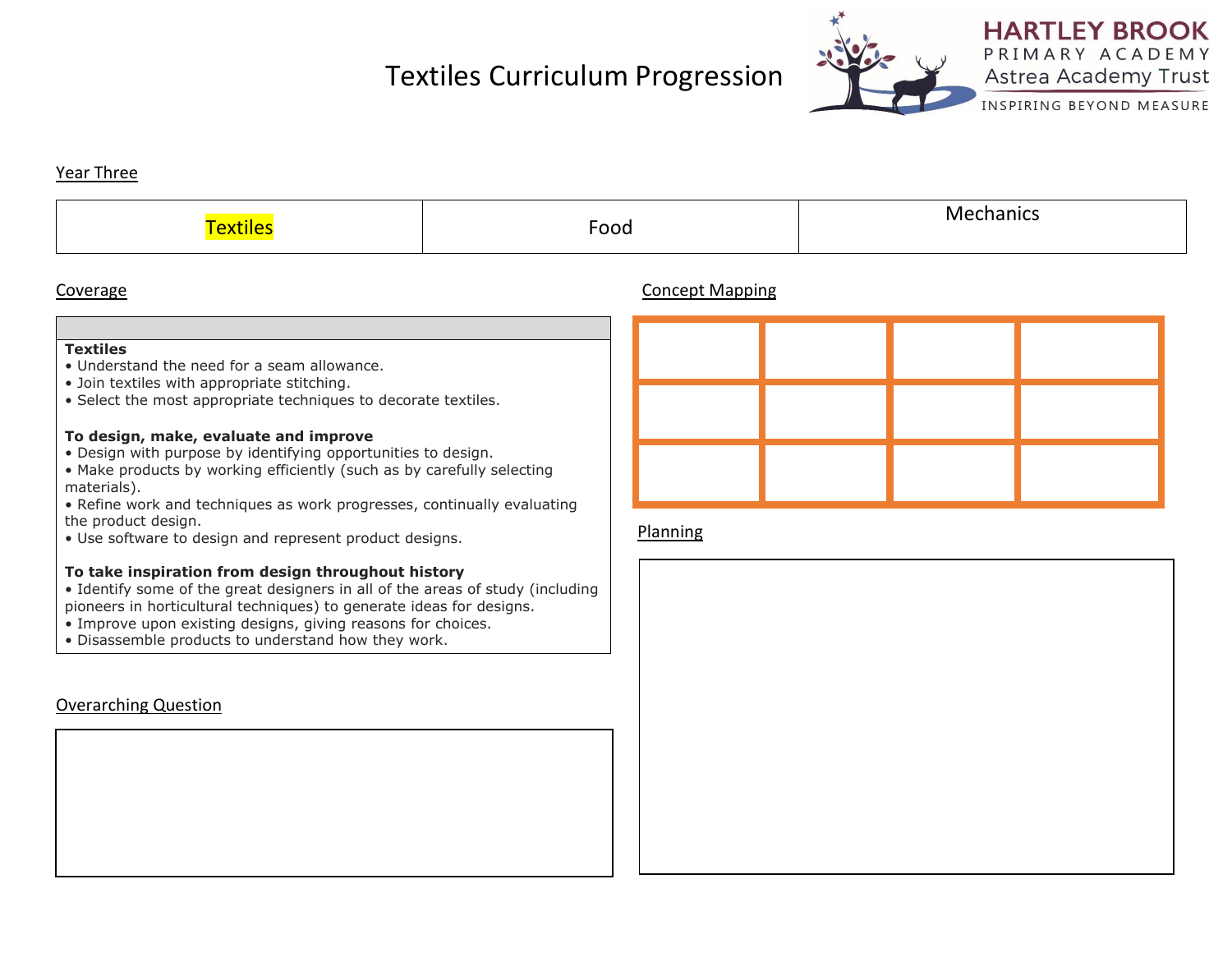# Textiles Curriculum Progression

HARTLEY BROOK
PRIMARY ACADEMY
Astrea Academy Trust
INSPIRING BEYOND MEASURE

## Year Three

| Textiles | Food | Mechanics |
|---|---|---|

## Coverage

**Textiles**
- Understand the need for a seam allowance.
- Join textiles with appropriate stitching.
- Select the most appropriate techniques to decorate textiles.

**To design, make, evaluate and improve**
- Design with purpose by identifying opportunities to design.
- Make products by working efficiently (such as by carefully selecting materials).
- Refine work and techniques as work progresses, continually evaluating the product design.
- Use software to design and represent product designs.

**To take inspiration from design throughout history**
- Identify some of the great designers in all of the areas of study (including pioneers in horticultural techniques) to generate ideas for designs.
- Improve upon existing designs, giving reasons for choices.
- Disassemble products to understand how they work.

## Overarching Question

## Concept Mapping

| | | | |
|---|---|---|---|
| | | | |
| | | | |
| | | | |

## Planning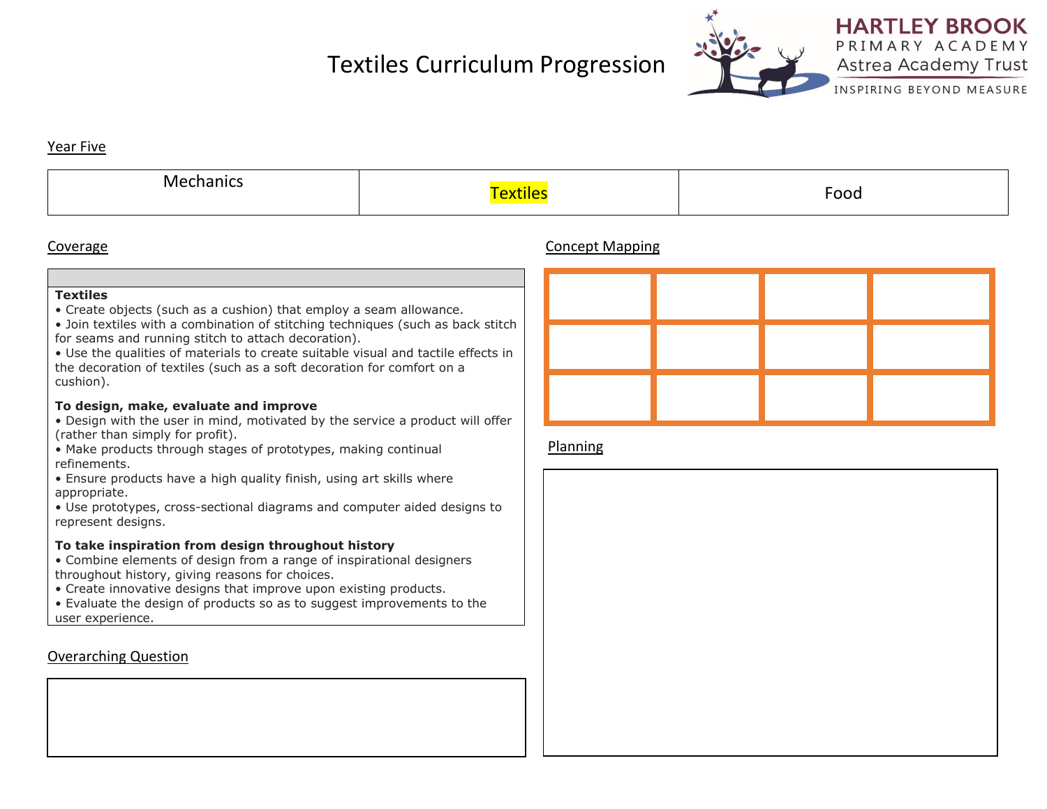# Textiles Curriculum Progression

HARTLEY BROOK
PRIMARY ACADEMY
Astrea Academy Trust
INSPIRING BEYOND MEASURE

## Year Five

| | | |
|---|---|---|
| Mechanics | Textiles | Food |

## Coverage

**Textiles**
• Create objects (such as a cushion) that employ a seam allowance.
• Join textiles with a combination of stitching techniques (such as back stitch for seams and running stitch to attach decoration).
• Use the qualities of materials to create suitable visual and tactile effects in the decoration of textiles (such as a soft decoration for comfort on a cushion).

**To design, make, evaluate and improve**
• Design with the user in mind, motivated by the service a product will offer (rather than simply for profit).
• Make products through stages of prototypes, making continual refinements.
• Ensure products have a high quality finish, using art skills where appropriate.
• Use prototypes, cross-sectional diagrams and computer aided designs to represent designs.

**To take inspiration from design throughout history**
• Combine elements of design from a range of inspirational designers throughout history, giving reasons for choices.
• Create innovative designs that improve upon existing products.
• Evaluate the design of products so as to suggest improvements to the user experience.

## Overarching Question

## Concept Mapping

| | | | |
|---|---|---|---|
| | | | |
| | | | |
| | | | |

## Planning